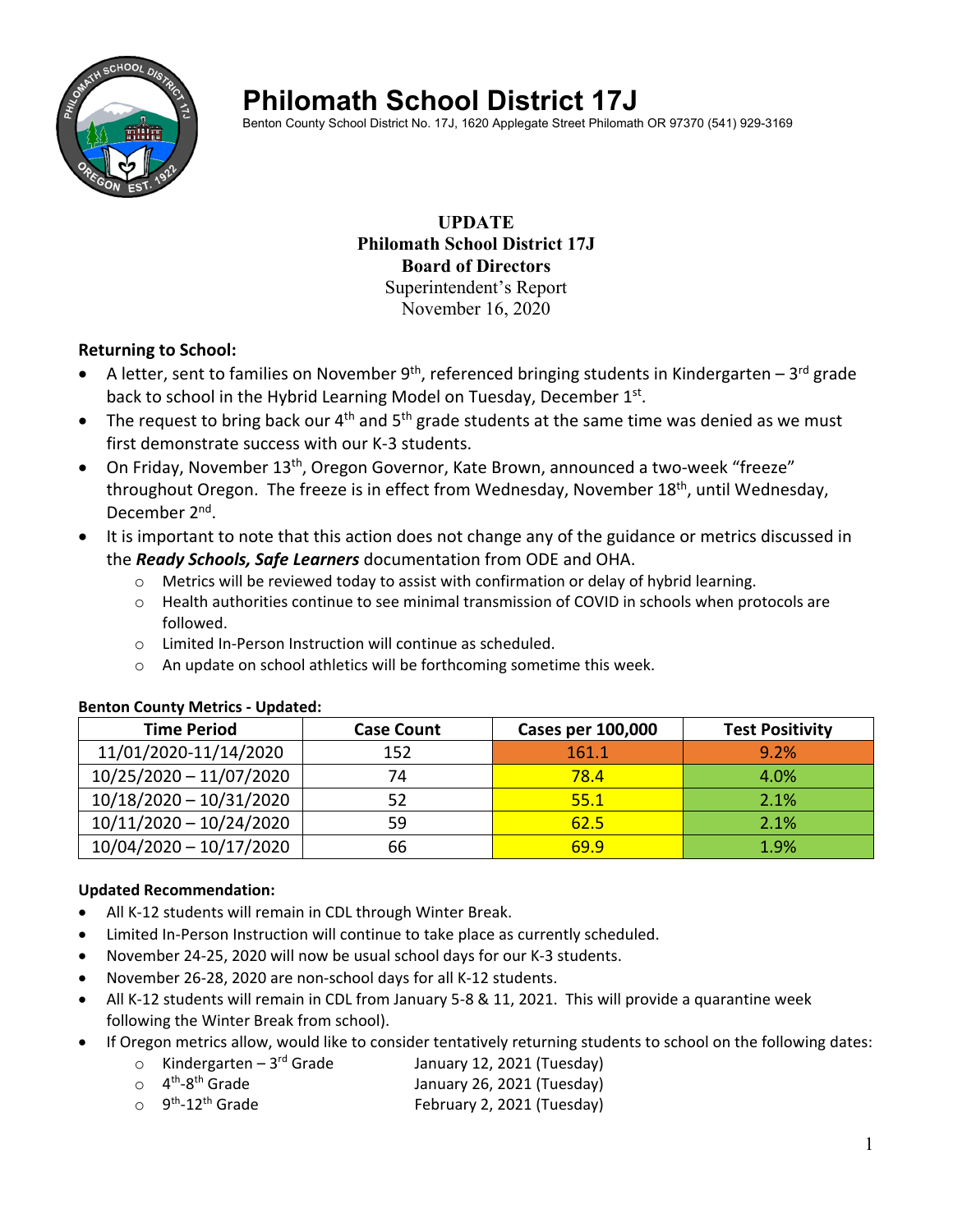# Philomath School District 17J

Benton County School District No. 17J, 1620 Applegate Street Philomath OR 97370 (541) 929-3169

**UPDATE**
**Philomath School District 17J**
**Board of Directors**
Superintendent's Report
November 16, 2020

## Returning to School:

- A letter, sent to families on November 9th, referenced bringing students in Kindergarten – 3rd grade back to school in the Hybrid Learning Model on Tuesday, December 1st.
- The request to bring back our 4th and 5th grade students at the same time was denied as we must first demonstrate success with our K-3 students.
- On Friday, November 13th, Oregon Governor, Kate Brown, announced a two-week "freeze" throughout Oregon. The freeze is in effect from Wednesday, November 18th, until Wednesday, December 2nd.
- It is important to note that this action does not change any of the guidance or metrics discussed in the ***Ready Schools, Safe Learners*** documentation from ODE and OHA.
  - Metrics will be reviewed today to assist with confirmation or delay of hybrid learning.
  - Health authorities continue to see minimal transmission of COVID in schools when protocols are followed.
  - Limited In-Person Instruction will continue as scheduled.
  - An update on school athletics will be forthcoming sometime this week.

**Benton County Metrics - Updated:**

| Time Period | Case Count | Cases per 100,000 | Test Positivity |
|---|---|---|---|
| 11/01/2020-11/14/2020 | 152 | 161.1 | 9.2% |
| 10/25/2020 – 11/07/2020 | 74 | 78.4 | 4.0% |
| 10/18/2020 – 10/31/2020 | 52 | 55.1 | 2.1% |
| 10/11/2020 – 10/24/2020 | 59 | 62.5 | 2.1% |
| 10/04/2020 – 10/17/2020 | 66 | 69.9 | 1.9% |

**Updated Recommendation:**

- All K-12 students will remain in CDL through Winter Break.
- Limited In-Person Instruction will continue to take place as currently scheduled.
- November 24-25, 2020 will now be usual school days for our K-3 students.
- November 26-28, 2020 are non-school days for all K-12 students.
- All K-12 students will remain in CDL from January 5-8 & 11, 2021. This will provide a quarantine week following the Winter Break from school).
- If Oregon metrics allow, would like to consider tentatively returning students to school on the following dates:
  - Kindergarten – 3rd Grade — January 12, 2021 (Tuesday)
  - 4th-8th Grade — January 26, 2021 (Tuesday)
  - 9th-12th Grade — February 2, 2021 (Tuesday)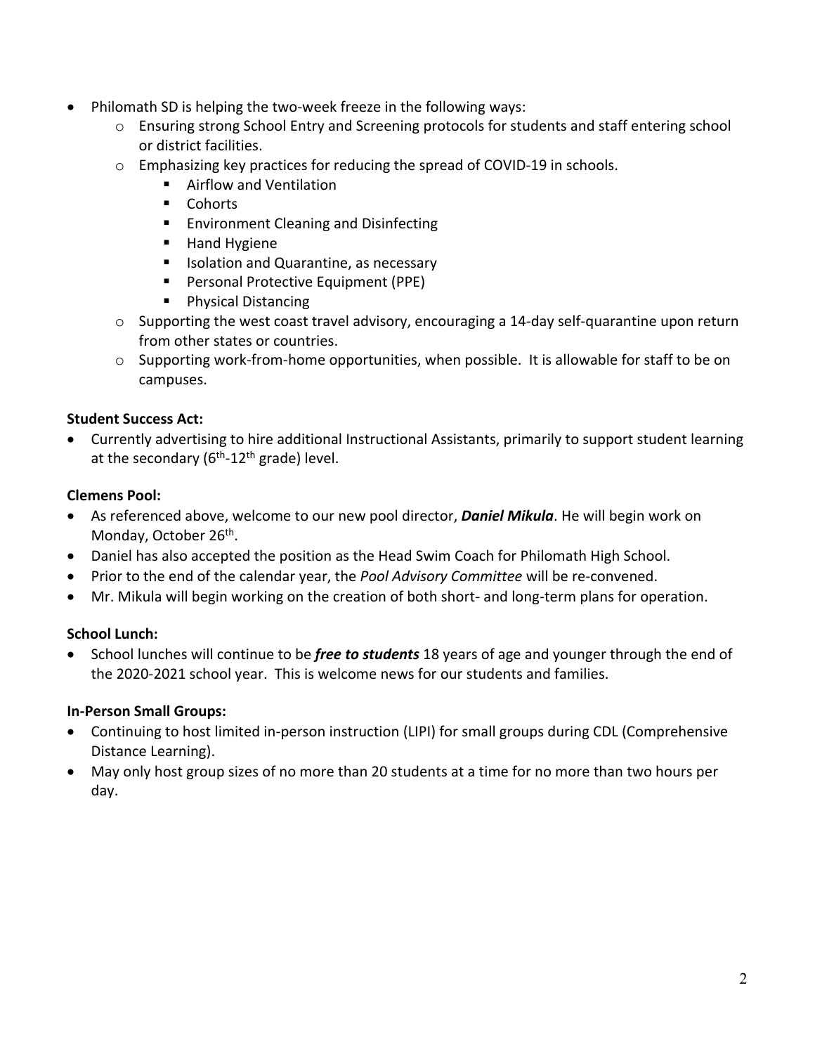- Philomath SD is helping the two-week freeze in the following ways:
  - Ensuring strong School Entry and Screening protocols for students and staff entering school or district facilities.
  - Emphasizing key practices for reducing the spread of COVID-19 in schools.
    - Airflow and Ventilation
    - Cohorts
    - Environment Cleaning and Disinfecting
    - Hand Hygiene
    - Isolation and Quarantine, as necessary
    - Personal Protective Equipment (PPE)
    - Physical Distancing
  - Supporting the west coast travel advisory, encouraging a 14-day self-quarantine upon return from other states or countries.
  - Supporting work-from-home opportunities, when possible. It is allowable for staff to be on campuses.

**Student Success Act:**

- Currently advertising to hire additional Instructional Assistants, primarily to support student learning at the secondary (6th-12th grade) level.

**Clemens Pool:**

- As referenced above, welcome to our new pool director, ***Daniel Mikula***. He will begin work on Monday, October 26th.
- Daniel has also accepted the position as the Head Swim Coach for Philomath High School.
- Prior to the end of the calendar year, the *Pool Advisory Committee* will be re-convened.
- Mr. Mikula will begin working on the creation of both short- and long-term plans for operation.

**School Lunch:**

- School lunches will continue to be ***free to students*** 18 years of age and younger through the end of the 2020-2021 school year. This is welcome news for our students and families.

**In-Person Small Groups:**

- Continuing to host limited in-person instruction (LIPI) for small groups during CDL (Comprehensive Distance Learning).
- May only host group sizes of no more than 20 students at a time for no more than two hours per day.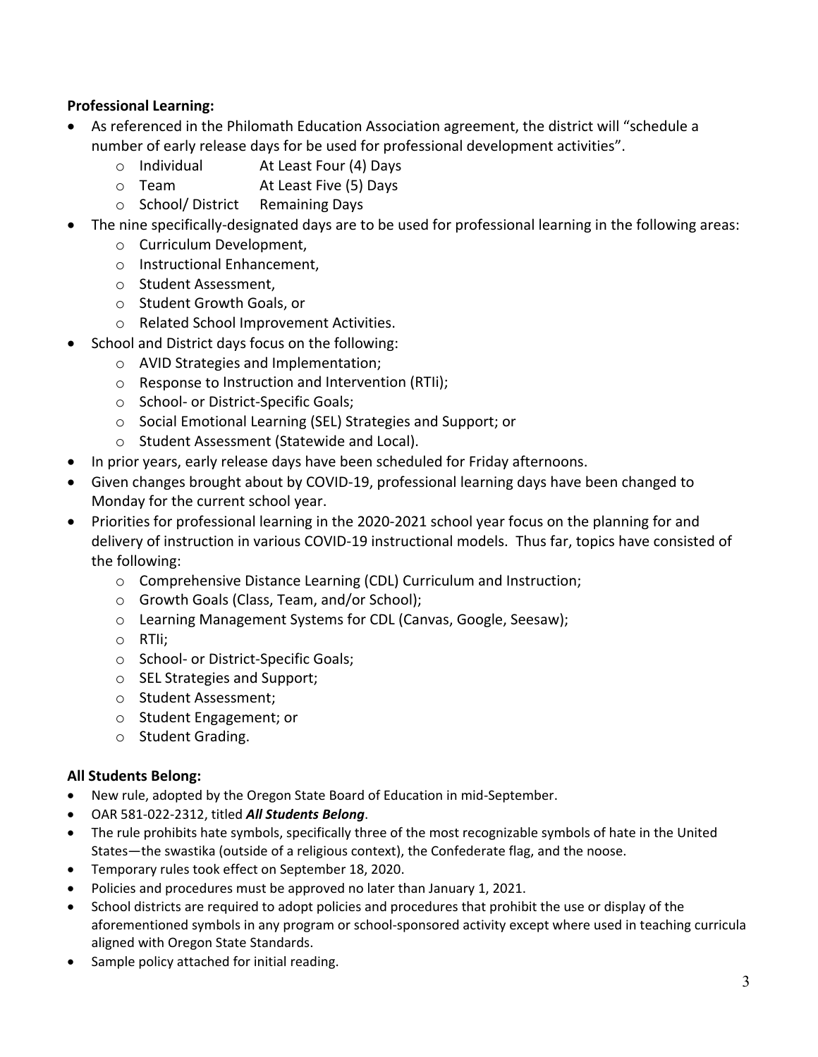**Professional Learning:**

- As referenced in the Philomath Education Association agreement, the district will "schedule a number of early release days for be used for professional development activities".
  - Individual At Least Four (4) Days
  - Team At Least Five (5) Days
  - School/ District Remaining Days
- The nine specifically-designated days are to be used for professional learning in the following areas:
  - Curriculum Development,
  - Instructional Enhancement,
  - Student Assessment,
  - Student Growth Goals, or
  - Related School Improvement Activities.
- School and District days focus on the following:
  - AVID Strategies and Implementation;
  - Response to Instruction and Intervention (RTIi);
  - School- or District-Specific Goals;
  - Social Emotional Learning (SEL) Strategies and Support; or
  - Student Assessment (Statewide and Local).
- In prior years, early release days have been scheduled for Friday afternoons.
- Given changes brought about by COVID-19, professional learning days have been changed to Monday for the current school year.
- Priorities for professional learning in the 2020-2021 school year focus on the planning for and delivery of instruction in various COVID-19 instructional models. Thus far, topics have consisted of the following:
  - Comprehensive Distance Learning (CDL) Curriculum and Instruction;
  - Growth Goals (Class, Team, and/or School);
  - Learning Management Systems for CDL (Canvas, Google, Seesaw);
  - RTIi;
  - School- or District-Specific Goals;
  - SEL Strategies and Support;
  - Student Assessment;
  - Student Engagement; or
  - Student Grading.

**All Students Belong:**

- New rule, adopted by the Oregon State Board of Education in mid-September.
- OAR 581-022-2312, titled ***All Students Belong***.
- The rule prohibits hate symbols, specifically three of the most recognizable symbols of hate in the United States—the swastika (outside of a religious context), the Confederate flag, and the noose.
- Temporary rules took effect on September 18, 2020.
- Policies and procedures must be approved no later than January 1, 2021.
- School districts are required to adopt policies and procedures that prohibit the use or display of the aforementioned symbols in any program or school-sponsored activity except where used in teaching curricula aligned with Oregon State Standards.
- Sample policy attached for initial reading.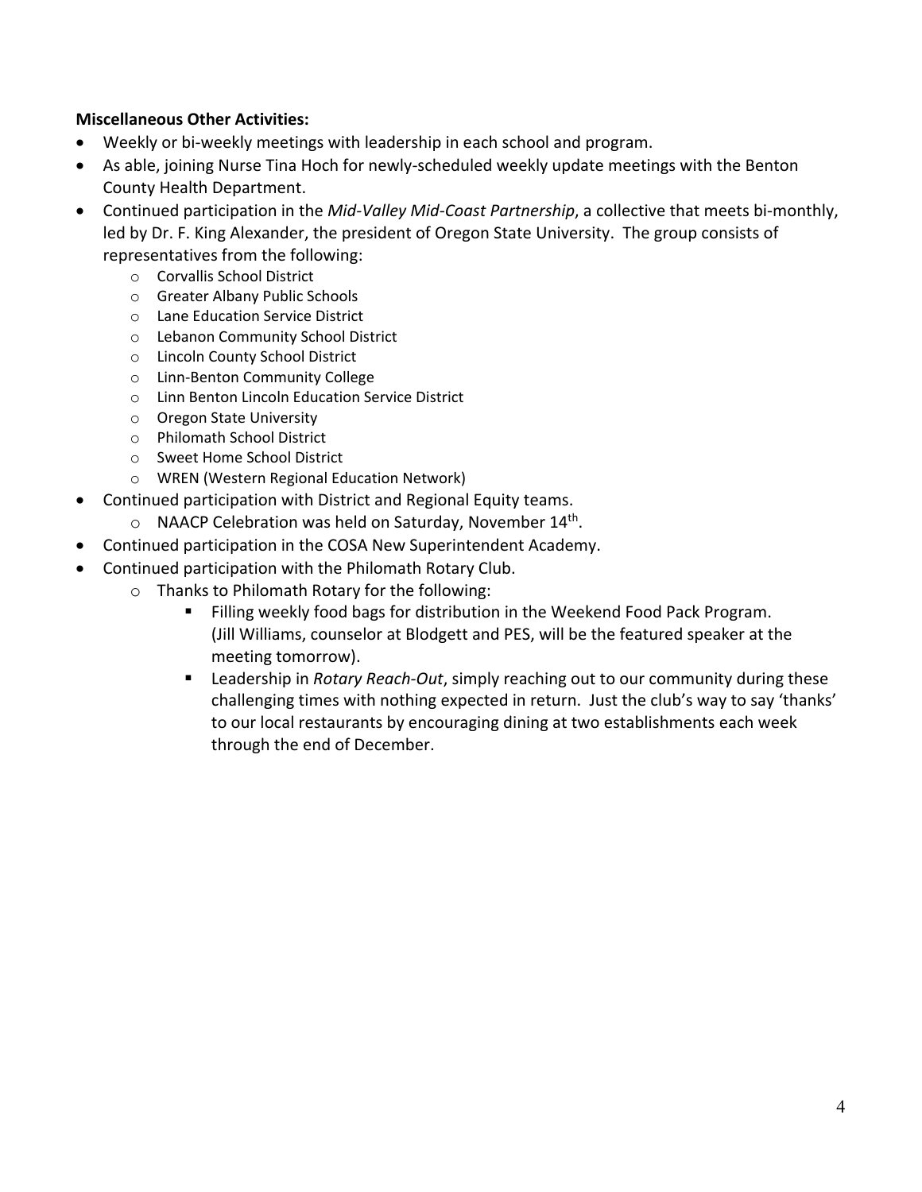**Miscellaneous Other Activities:**

- Weekly or bi-weekly meetings with leadership in each school and program.
- As able, joining Nurse Tina Hoch for newly-scheduled weekly update meetings with the Benton County Health Department.
- Continued participation in the *Mid-Valley Mid-Coast Partnership*, a collective that meets bi-monthly, led by Dr. F. King Alexander, the president of Oregon State University. The group consists of representatives from the following:
  - Corvallis School District
  - Greater Albany Public Schools
  - Lane Education Service District
  - Lebanon Community School District
  - Lincoln County School District
  - Linn-Benton Community College
  - Linn Benton Lincoln Education Service District
  - Oregon State University
  - Philomath School District
  - Sweet Home School District
  - WREN (Western Regional Education Network)
- Continued participation with District and Regional Equity teams.
  - NAACP Celebration was held on Saturday, November 14th.
- Continued participation in the COSA New Superintendent Academy.
- Continued participation with the Philomath Rotary Club.
  - Thanks to Philomath Rotary for the following:
    - Filling weekly food bags for distribution in the Weekend Food Pack Program. (Jill Williams, counselor at Blodgett and PES, will be the featured speaker at the meeting tomorrow).
    - Leadership in *Rotary Reach-Out*, simply reaching out to our community during these challenging times with nothing expected in return. Just the club's way to say 'thanks' to our local restaurants by encouraging dining at two establishments each week through the end of December.